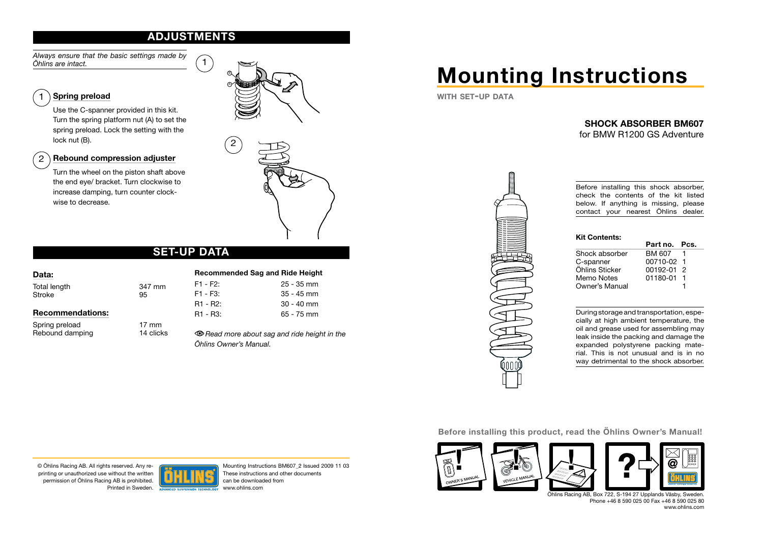# Mounting Instructions

**WITH SET-UP DATA**

**SHOCK ABSORBER BM607**
for BMW R1200 GS Adventure

Before installing this shock absorber, check the contents of the kit listed below. If anything is missing, please contact your nearest Öhlins dealer.

**Kit Contents:**

| | Part no. | Pcs. |
|---|---|---|
| Shock absorber | BM 607 | 1 |
| C-spanner | 00710-02 | 1 |
| Öhlins Sticker | 00192-01 | 2 |
| Memo Notes | 01180-01 | 1 |
| Owner's Manual | | 1 |

During storage and transportation, especially at high ambient temperature, the oil and grease used for assembling may leak inside the packing and damage the expanded polystyrene packing material. This is not unusual and is in no way detrimental to the shock absorber.

**Before installing this product, read the Öhlins Owner's Manual!**

Öhlins Racing AB, Box 722, S-194 27 Upplands Väsby, Sweden.
Phone +46 8 590 025 00 Fax +46 8 590 025 80
www.ohlins.com

## ADJUSTMENTS

*Always ensure that the basic settings made by Öhlins are intact.*

### 1 Spring preload

Use the C-spanner provided in this kit. Turn the spring platform nut (A) to set the spring preload. Lock the setting with the lock nut (B).

### 2 Rebound compression adjuster

Turn the wheel on the piston shaft above the end eye/ bracket. Turn clockwise to increase damping, turn counter clockwise to decrease.

## SET-UP DATA

**Data:**

| | |
|---|---|
| Total length | 347 mm |
| Stroke | 95 |

**Recommendations:**

| | |
|---|---|
| Spring preload | 17 mm |
| Rebound damping | 14 clicks |

**Recommended Sag and Ride Height**

| | |
|---|---|
| F1 - F2: | 25 - 35 mm |
| F1 - F3: | 35 - 45 mm |
| R1 - R2: | 30 - 40 mm |
| R1 - R3: | 65 - 75 mm |

*Read more about sag and ride height in the Öhlins Owner's Manual.*

© Öhlins Racing AB. All rights reserved. Any reprinting or unauthorized use without the written permission of Öhlins Racing AB is prohibited. Printed in Sweden.

Mounting Instructions BM607_2 Issued 2009 11 03
These instructions and other documents can be downloaded from www.ohlins.com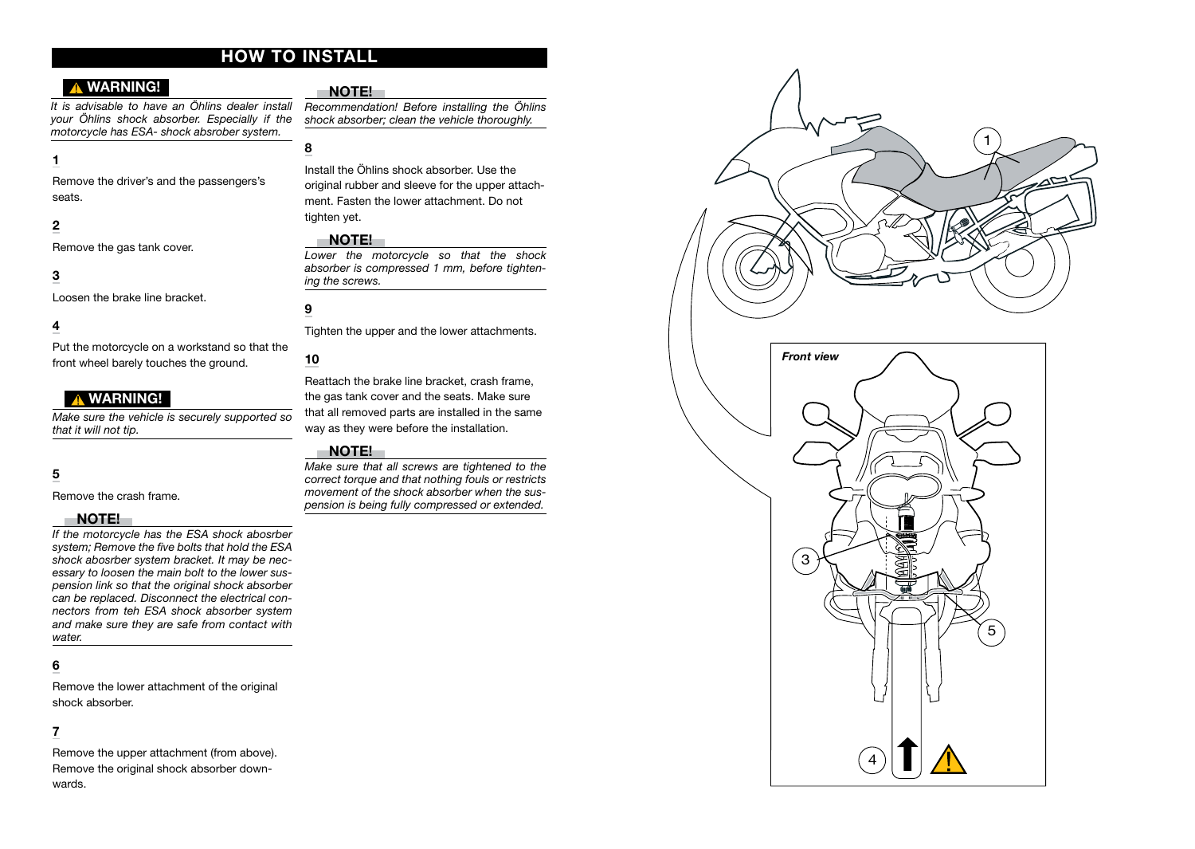# HOW TO INSTALL

**⚠ WARNING!**

*It is advisable to have an Öhlins dealer install your Öhlins shock absorber. Especially if the motorcycle has ESA- shock absrober system.*

**1**

Remove the driver's and the passengers's seats.

**2**

Remove the gas tank cover.

**3**

Loosen the brake line bracket.

**4**

Put the motorcycle on a workstand so that the front wheel barely touches the ground.

**⚠ WARNING!**

*Make sure the vehicle is securely supported so that it will not tip.*

**5**

Remove the crash frame.

**NOTE!**

*If the motorcycle has the ESA shock abosrber system; Remove the five bolts that hold the ESA shock abosrber system bracket. It may be necessary to loosen the main bolt to the lower suspension link so that the original shock absorber can be replaced. Disconnect the electrical connectors from teh ESA shock absorber system and make sure they are safe from contact with water.*

**6**

Remove the lower attachment of the original shock absorber.

**7**

Remove the upper attachment (from above). Remove the original shock absorber downwards.

**NOTE!**

*Recommendation! Before installing the Öhlins shock absorber; clean the vehicle thoroughly.*

**8**

Install the Öhlins shock absorber. Use the original rubber and sleeve for the upper attachment. Fasten the lower attachment. Do not tighten yet.

**NOTE!**

*Lower the motorcycle so that the shock absorber is compressed 1 mm, before tightening the screws.*

**9**

Tighten the upper and the lower attachments.

**10**

Reattach the brake line bracket, crash frame, the gas tank cover and the seats. Make sure that all removed parts are installed in the same way as they were before the installation.

**NOTE!**

*Make sure that all screws are tightened to the correct torque and that nothing fouls or restricts movement of the shock absorber when the suspension is being fully compressed or extended.*

1

*Front view*

3

5

4